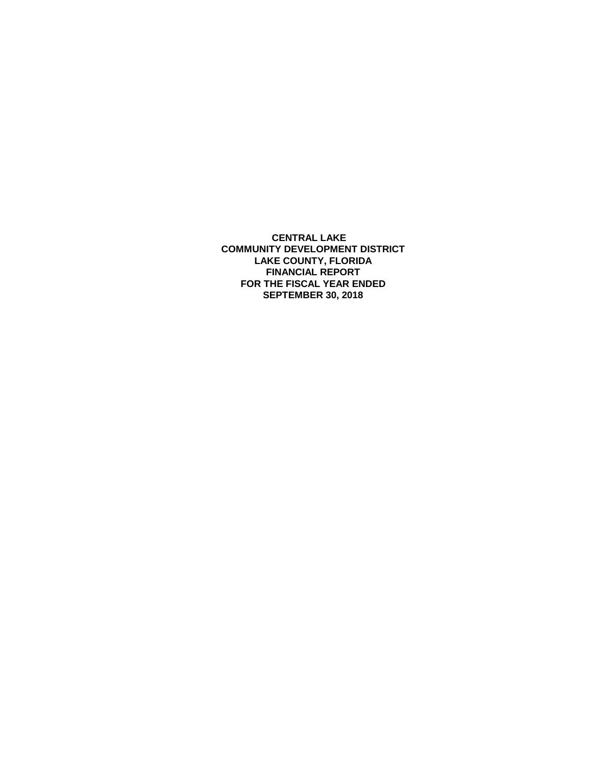**CENTRAL LAKE**
**COMMUNITY DEVELOPMENT DISTRICT**
**LAKE COUNTY, FLORIDA**
**FINANCIAL REPORT**
**FOR THE FISCAL YEAR ENDED**
**SEPTEMBER 30, 2018**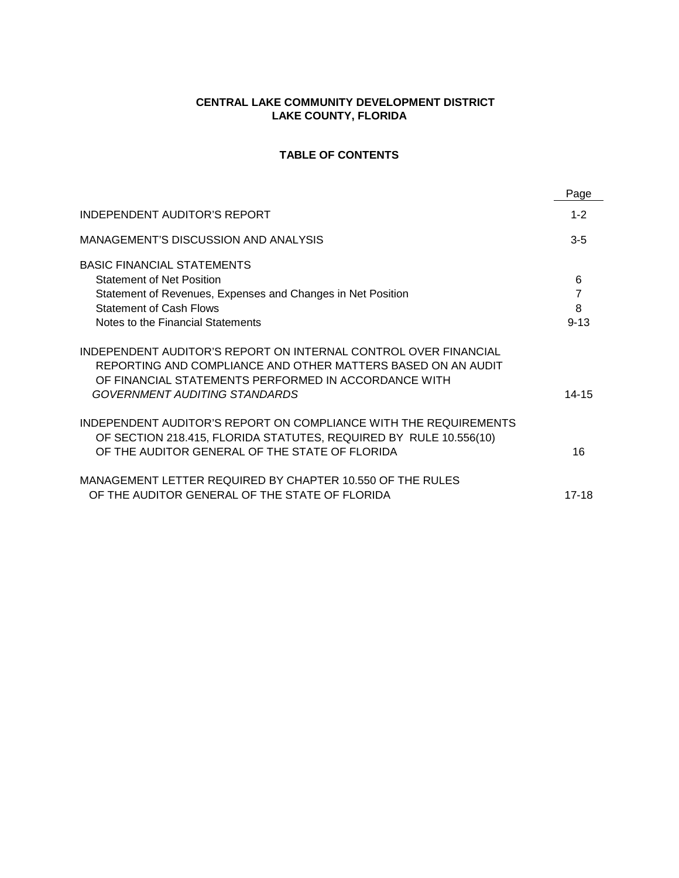**CENTRAL LAKE COMMUNITY DEVELOPMENT DISTRICT**
**LAKE COUNTY, FLORIDA**

## TABLE OF CONTENTS

| | Page |
|---|---|
| INDEPENDENT AUDITOR'S REPORT | 1-2 |
| MANAGEMENT'S DISCUSSION AND ANALYSIS | 3-5 |
| BASIC FINANCIAL STATEMENTS | |
| Statement of Net Position | 6 |
| Statement of Revenues, Expenses and Changes in Net Position | 7 |
| Statement of Cash Flows | 8 |
| Notes to the Financial Statements | 9-13 |
| INDEPENDENT AUDITOR'S REPORT ON INTERNAL CONTROL OVER FINANCIAL REPORTING AND COMPLIANCE AND OTHER MATTERS BASED ON AN AUDIT OF FINANCIAL STATEMENTS PERFORMED IN ACCORDANCE WITH *GOVERNMENT AUDITING STANDARDS* | 14-15 |
| INDEPENDENT AUDITOR'S REPORT ON COMPLIANCE WITH THE REQUIREMENTS OF SECTION 218.415, FLORIDA STATUTES, REQUIRED BY RULE 10.556(10) OF THE AUDITOR GENERAL OF THE STATE OF FLORIDA | 16 |
| MANAGEMENT LETTER REQUIRED BY CHAPTER 10.550 OF THE RULES OF THE AUDITOR GENERAL OF THE STATE OF FLORIDA | 17-18 |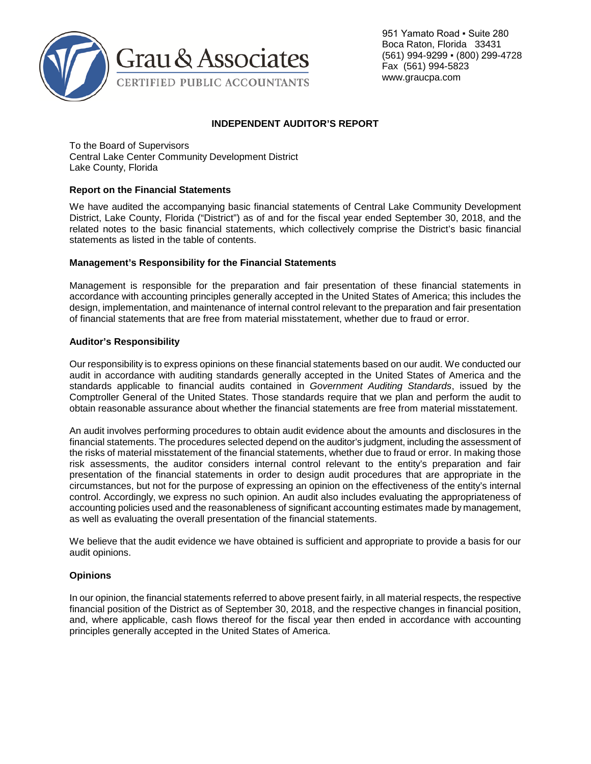Grau & Associates
CERTIFIED PUBLIC ACCOUNTANTS

951 Yamato Road ▪ Suite 280
Boca Raton, Florida 33431
(561) 994-9299 ▪ (800) 299-4728
Fax (561) 994-5823
www.graucpa.com

## INDEPENDENT AUDITOR'S REPORT

To the Board of Supervisors
Central Lake Center Community Development District
Lake County, Florida

### Report on the Financial Statements

We have audited the accompanying basic financial statements of Central Lake Community Development District, Lake County, Florida ("District") as of and for the fiscal year ended September 30, 2018, and the related notes to the basic financial statements, which collectively comprise the District's basic financial statements as listed in the table of contents.

### Management's Responsibility for the Financial Statements

Management is responsible for the preparation and fair presentation of these financial statements in accordance with accounting principles generally accepted in the United States of America; this includes the design, implementation, and maintenance of internal control relevant to the preparation and fair presentation of financial statements that are free from material misstatement, whether due to fraud or error.

### Auditor's Responsibility

Our responsibility is to express opinions on these financial statements based on our audit. We conducted our audit in accordance with auditing standards generally accepted in the United States of America and the standards applicable to financial audits contained in *Government Auditing Standards*, issued by the Comptroller General of the United States. Those standards require that we plan and perform the audit to obtain reasonable assurance about whether the financial statements are free from material misstatement.

An audit involves performing procedures to obtain audit evidence about the amounts and disclosures in the financial statements. The procedures selected depend on the auditor's judgment, including the assessment of the risks of material misstatement of the financial statements, whether due to fraud or error. In making those risk assessments, the auditor considers internal control relevant to the entity's preparation and fair presentation of the financial statements in order to design audit procedures that are appropriate in the circumstances, but not for the purpose of expressing an opinion on the effectiveness of the entity's internal control. Accordingly, we express no such opinion. An audit also includes evaluating the appropriateness of accounting policies used and the reasonableness of significant accounting estimates made by management, as well as evaluating the overall presentation of the financial statements.

We believe that the audit evidence we have obtained is sufficient and appropriate to provide a basis for our audit opinions.

### Opinions

In our opinion, the financial statements referred to above present fairly, in all material respects, the respective financial position of the District as of September 30, 2018, and the respective changes in financial position, and, where applicable, cash flows thereof for the fiscal year then ended in accordance with accounting principles generally accepted in the United States of America.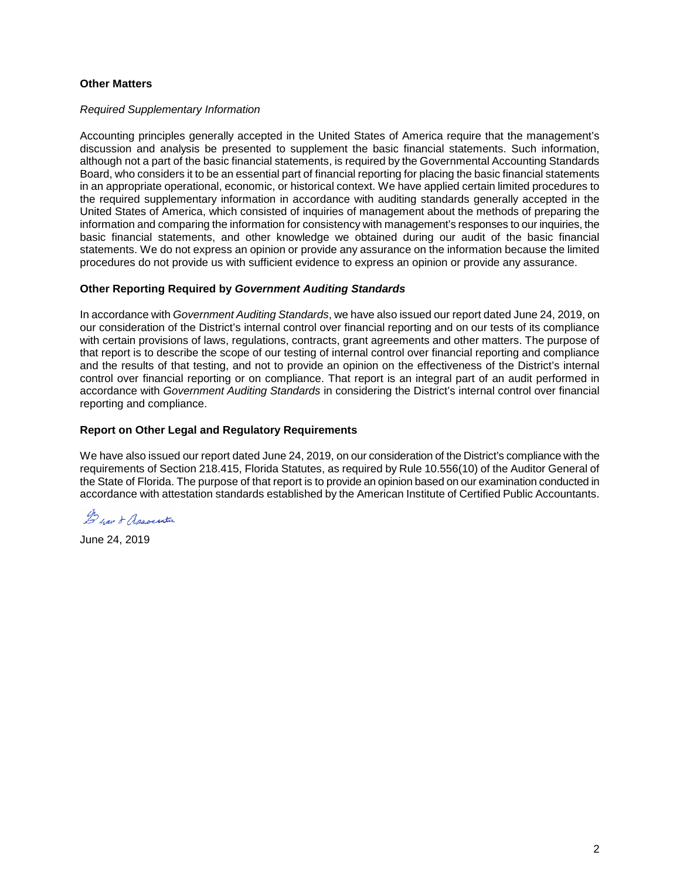**Other Matters**

*Required Supplementary Information*

Accounting principles generally accepted in the United States of America require that the management's discussion and analysis be presented to supplement the basic financial statements. Such information, although not a part of the basic financial statements, is required by the Governmental Accounting Standards Board, who considers it to be an essential part of financial reporting for placing the basic financial statements in an appropriate operational, economic, or historical context. We have applied certain limited procedures to the required supplementary information in accordance with auditing standards generally accepted in the United States of America, which consisted of inquiries of management about the methods of preparing the information and comparing the information for consistency with management's responses to our inquiries, the basic financial statements, and other knowledge we obtained during our audit of the basic financial statements. We do not express an opinion or provide any assurance on the information because the limited procedures do not provide us with sufficient evidence to express an opinion or provide any assurance.

**Other Reporting Required by *Government Auditing Standards***

In accordance with *Government Auditing Standards*, we have also issued our report dated June 24, 2019, on our consideration of the District's internal control over financial reporting and on our tests of its compliance with certain provisions of laws, regulations, contracts, grant agreements and other matters. The purpose of that report is to describe the scope of our testing of internal control over financial reporting and compliance and the results of that testing, and not to provide an opinion on the effectiveness of the District's internal control over financial reporting or on compliance. That report is an integral part of an audit performed in accordance with *Government Auditing Standards* in considering the District's internal control over financial reporting and compliance.

**Report on Other Legal and Regulatory Requirements**

We have also issued our report dated June 24, 2019, on our consideration of the District's compliance with the requirements of Section 218.415, Florida Statutes, as required by Rule 10.556(10) of the Auditor General of the State of Florida. The purpose of that report is to provide an opinion based on our examination conducted in accordance with attestation standards established by the American Institute of Certified Public Accountants.

Grau & Associates

June 24, 2019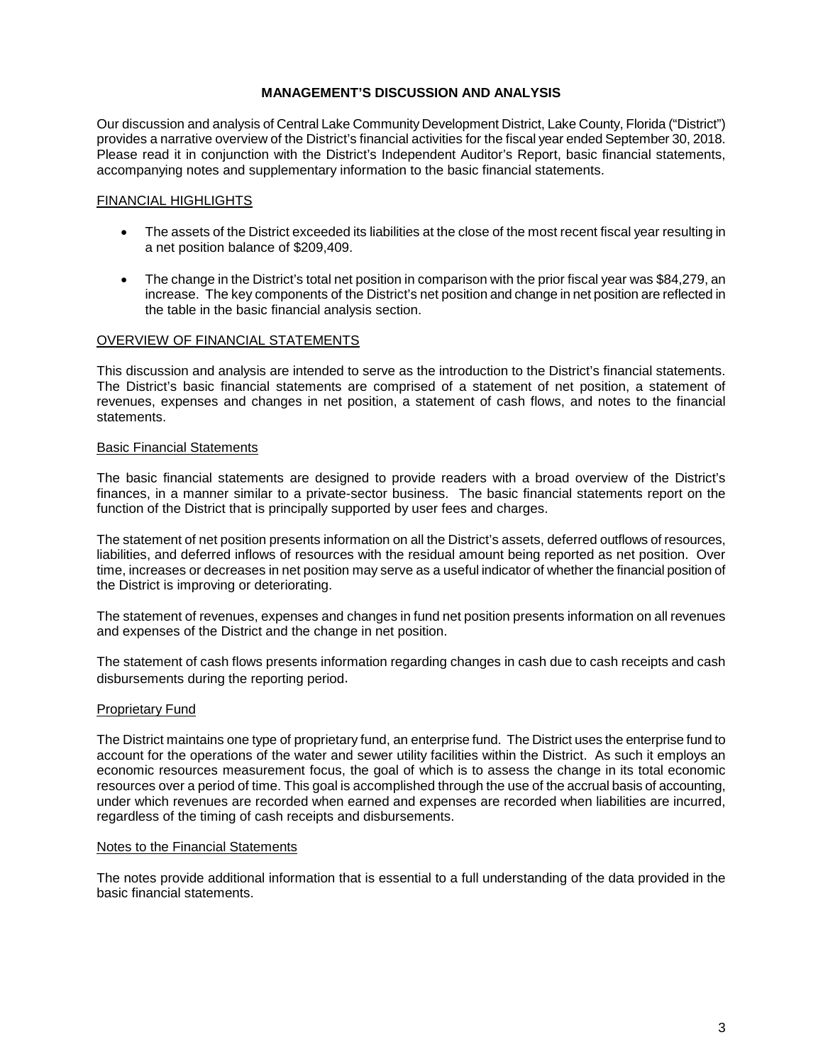# MANAGEMENT'S DISCUSSION AND ANALYSIS

Our discussion and analysis of Central Lake Community Development District, Lake County, Florida ("District") provides a narrative overview of the District's financial activities for the fiscal year ended September 30, 2018. Please read it in conjunction with the District's Independent Auditor's Report, basic financial statements, accompanying notes and supplementary information to the basic financial statements.

## FINANCIAL HIGHLIGHTS

- The assets of the District exceeded its liabilities at the close of the most recent fiscal year resulting in a net position balance of $209,409.
- The change in the District's total net position in comparison with the prior fiscal year was $84,279, an increase. The key components of the District's net position and change in net position are reflected in the table in the basic financial analysis section.

## OVERVIEW OF FINANCIAL STATEMENTS

This discussion and analysis are intended to serve as the introduction to the District's financial statements. The District's basic financial statements are comprised of a statement of net position, a statement of revenues, expenses and changes in net position, a statement of cash flows, and notes to the financial statements.

### Basic Financial Statements

The basic financial statements are designed to provide readers with a broad overview of the District's finances, in a manner similar to a private-sector business. The basic financial statements report on the function of the District that is principally supported by user fees and charges.

The statement of net position presents information on all the District's assets, deferred outflows of resources, liabilities, and deferred inflows of resources with the residual amount being reported as net position. Over time, increases or decreases in net position may serve as a useful indicator of whether the financial position of the District is improving or deteriorating.

The statement of revenues, expenses and changes in fund net position presents information on all revenues and expenses of the District and the change in net position.

The statement of cash flows presents information regarding changes in cash due to cash receipts and cash disbursements during the reporting period.

### Proprietary Fund

The District maintains one type of proprietary fund, an enterprise fund. The District uses the enterprise fund to account for the operations of the water and sewer utility facilities within the District. As such it employs an economic resources measurement focus, the goal of which is to assess the change in its total economic resources over a period of time. This goal is accomplished through the use of the accrual basis of accounting, under which revenues are recorded when earned and expenses are recorded when liabilities are incurred, regardless of the timing of cash receipts and disbursements.

### Notes to the Financial Statements

The notes provide additional information that is essential to a full understanding of the data provided in the basic financial statements.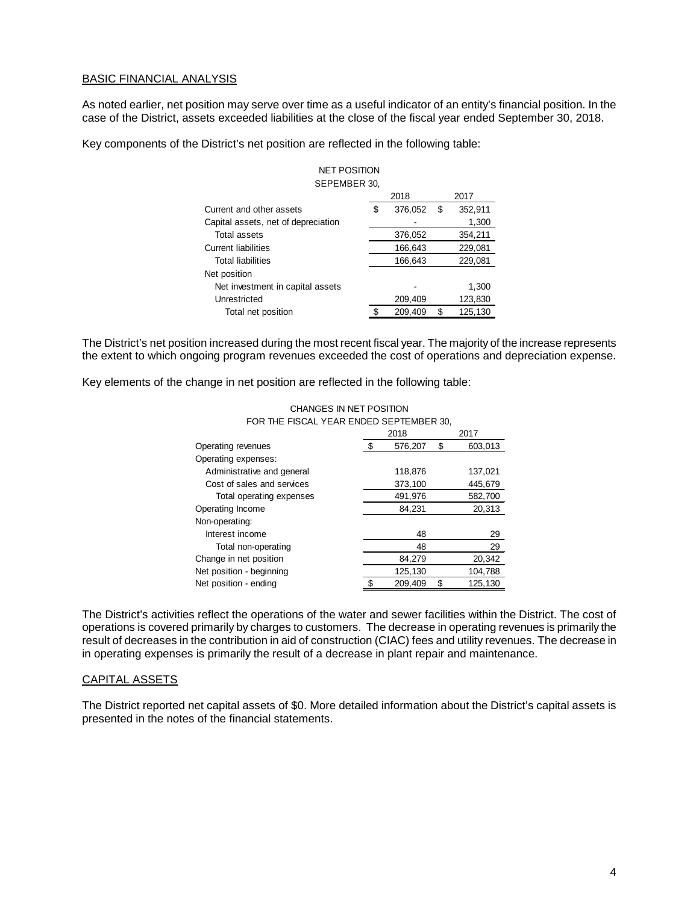## BASIC FINANCIAL ANALYSIS

As noted earlier, net position may serve over time as a useful indicator of an entity's financial position. In the case of the District, assets exceeded liabilities at the close of the fiscal year ended September 30, 2018.

Key components of the District's net position are reflected in the following table:

NET POSITION
SEPEMBER 30,

| | 2018 | 2017 |
|---|---|---|
| Current and other assets | $ 376,052 | $ 352,911 |
| Capital assets, net of depreciation | - | 1,300 |
| Total assets | 376,052 | 354,211 |
| Current liabilities | 166,643 | 229,081 |
| Total liabilities | 166,643 | 229,081 |
| Net position | | |
| Net investment in capital assets | - | 1,300 |
| Unrestricted | 209,409 | 123,830 |
| Total net position | $ 209,409 | $ 125,130 |

The District's net position increased during the most recent fiscal year. The majority of the increase represents the extent to which ongoing program revenues exceeded the cost of operations and depreciation expense.

Key elements of the change in net position are reflected in the following table:

CHANGES IN NET POSITION
FOR THE FISCAL YEAR ENDED SEPTEMBER 30,

| | 2018 | 2017 |
|---|---|---|
| Operating revenues | $ 576,207 | $ 603,013 |
| Operating expenses: | | |
| Administrative and general | 118,876 | 137,021 |
| Cost of sales and services | 373,100 | 445,679 |
| Total operating expenses | 491,976 | 582,700 |
| Operating Income | 84,231 | 20,313 |
| Non-operating: | | |
| Interest income | 48 | 29 |
| Total non-operating | 48 | 29 |
| Change in net position | 84,279 | 20,342 |
| Net position - beginning | 125,130 | 104,788 |
| Net position - ending | $ 209,409 | $ 125,130 |

The District's activities reflect the operations of the water and sewer facilities within the District. The cost of operations is covered primarily by charges to customers. The decrease in operating revenues is primarily the result of decreases in the contribution in aid of construction (CIAC) fees and utility revenues. The decrease in in operating expenses is primarily the result of a decrease in plant repair and maintenance.

## CAPITAL ASSETS

The District reported net capital assets of $0. More detailed information about the District's capital assets is presented in the notes of the financial statements.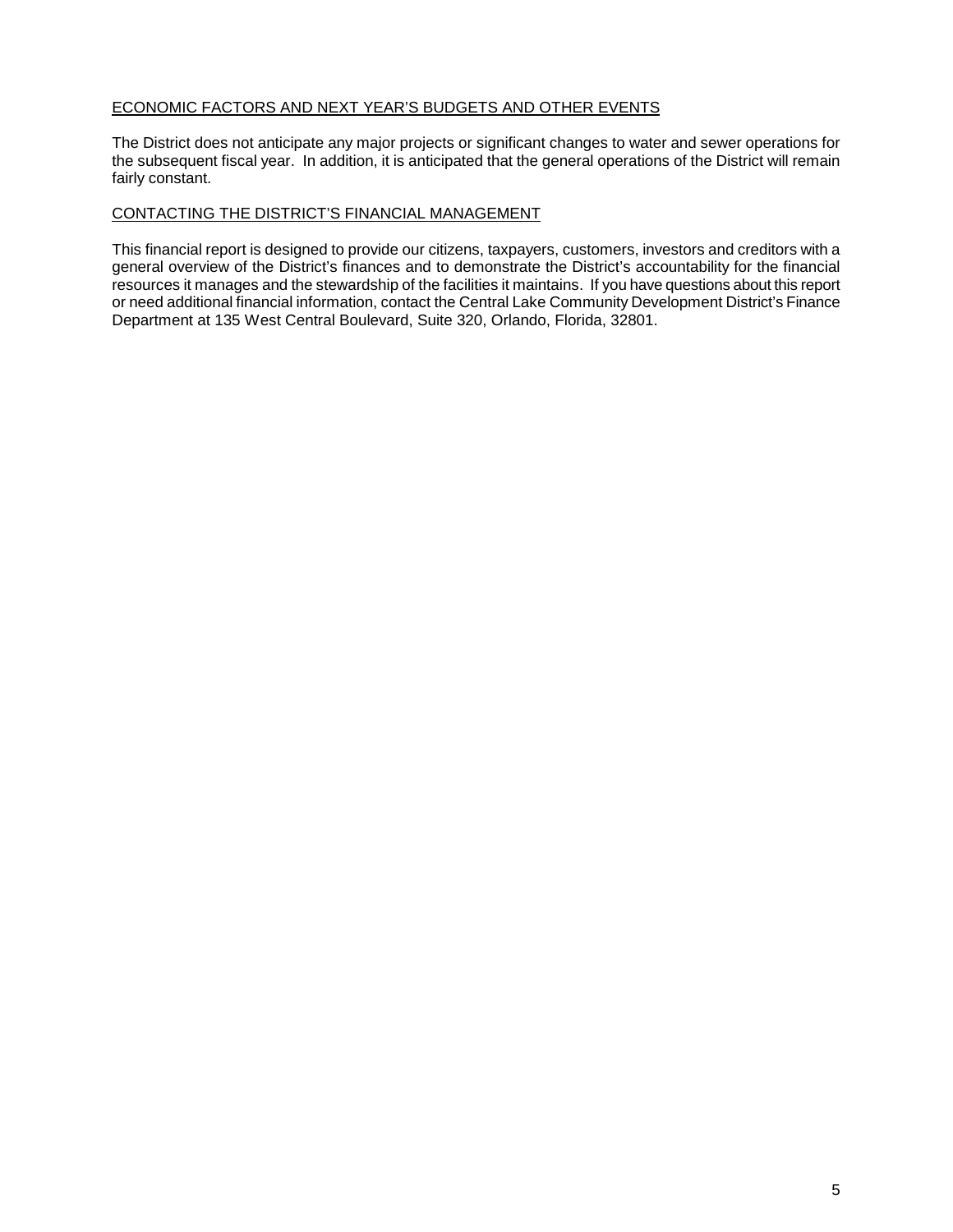## ECONOMIC FACTORS AND NEXT YEAR'S BUDGETS AND OTHER EVENTS

The District does not anticipate any major projects or significant changes to water and sewer operations for the subsequent fiscal year. In addition, it is anticipated that the general operations of the District will remain fairly constant.

## CONTACTING THE DISTRICT'S FINANCIAL MANAGEMENT

This financial report is designed to provide our citizens, taxpayers, customers, investors and creditors with a general overview of the District's finances and to demonstrate the District's accountability for the financial resources it manages and the stewardship of the facilities it maintains. If you have questions about this report or need additional financial information, contact the Central Lake Community Development District's Finance Department at 135 West Central Boulevard, Suite 320, Orlando, Florida, 32801.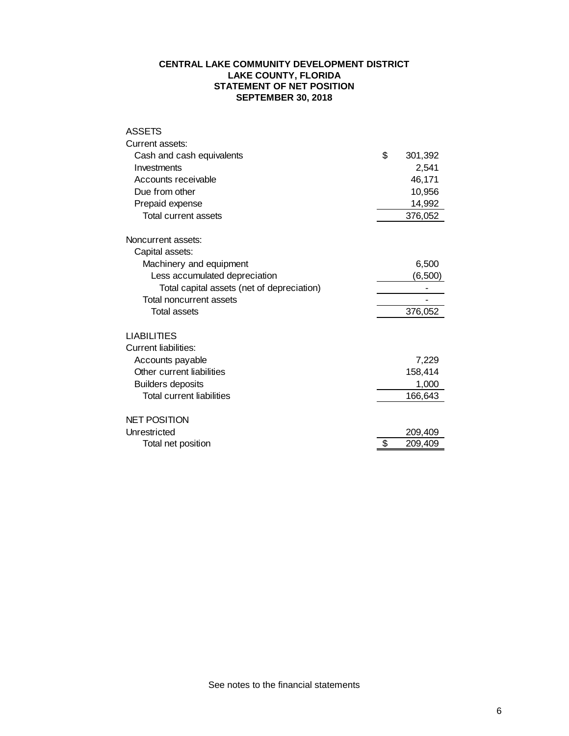# CENTRAL LAKE COMMUNITY DEVELOPMENT DISTRICT
## LAKE COUNTY, FLORIDA
## STATEMENT OF NET POSITION
## SEPTEMBER 30, 2018

| | |
|---|---|
| ASSETS | |
| Current assets: | |
| Cash and cash equivalents | $ 301,392 |
| Investments | 2,541 |
| Accounts receivable | 46,171 |
| Due from other | 10,956 |
| Prepaid expense | 14,992 |
| Total current assets | 376,052 |
| | |
| Noncurrent assets: | |
| Capital assets: | |
| Machinery and equipment | 6,500 |
| Less accumulated depreciation | (6,500) |
| Total capital assets (net of depreciation) | - |
| Total noncurrent assets | - |
| Total assets | 376,052 |
| | |
| LIABILITIES | |
| Current liabilities: | |
| Accounts payable | 7,229 |
| Other current liabilities | 158,414 |
| Builders deposits | 1,000 |
| Total current liabilities | 166,643 |
| | |
| NET POSITION | |
| Unrestricted | 209,409 |
| Total net position | $ 209,409 |

See notes to the financial statements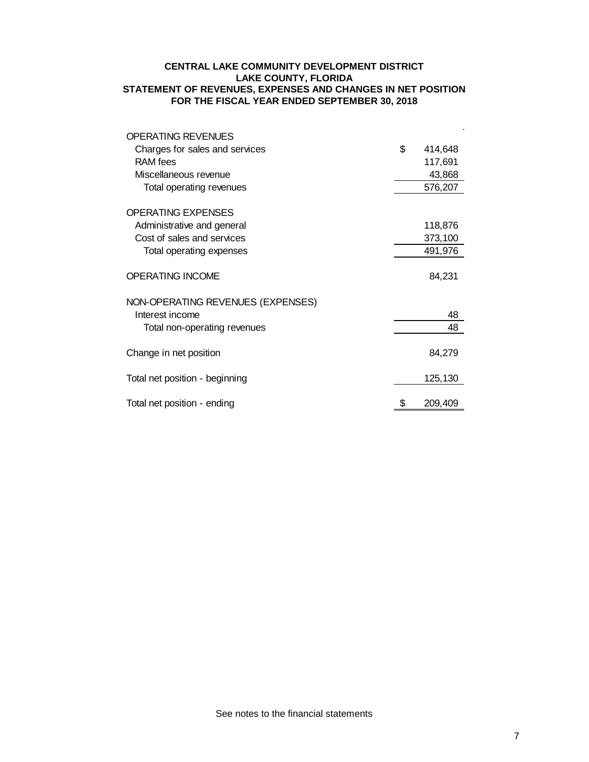**CENTRAL LAKE COMMUNITY DEVELOPMENT DISTRICT**
**LAKE COUNTY, FLORIDA**
**STATEMENT OF REVENUES, EXPENSES AND CHANGES IN NET POSITION**
**FOR THE FISCAL YEAR ENDED SEPTEMBER 30, 2018**

| | |
|---|---|
| OPERATING REVENUES | |
| Charges for sales and services | $ 414,648 |
| RAM fees | 117,691 |
| Miscellaneous revenue | 43,868 |
| Total operating revenues | 576,207 |
| | |
| OPERATING EXPENSES | |
| Administrative and general | 118,876 |
| Cost of sales and services | 373,100 |
| Total operating expenses | 491,976 |
| | |
| OPERATING INCOME | 84,231 |
| | |
| NON-OPERATING REVENUES (EXPENSES) | |
| Interest income | 48 |
| Total non-operating revenues | 48 |
| | |
| Change in net position | 84,279 |
| | |
| Total net position - beginning | 125,130 |
| | |
| Total net position - ending | $ 209,409 |

See notes to the financial statements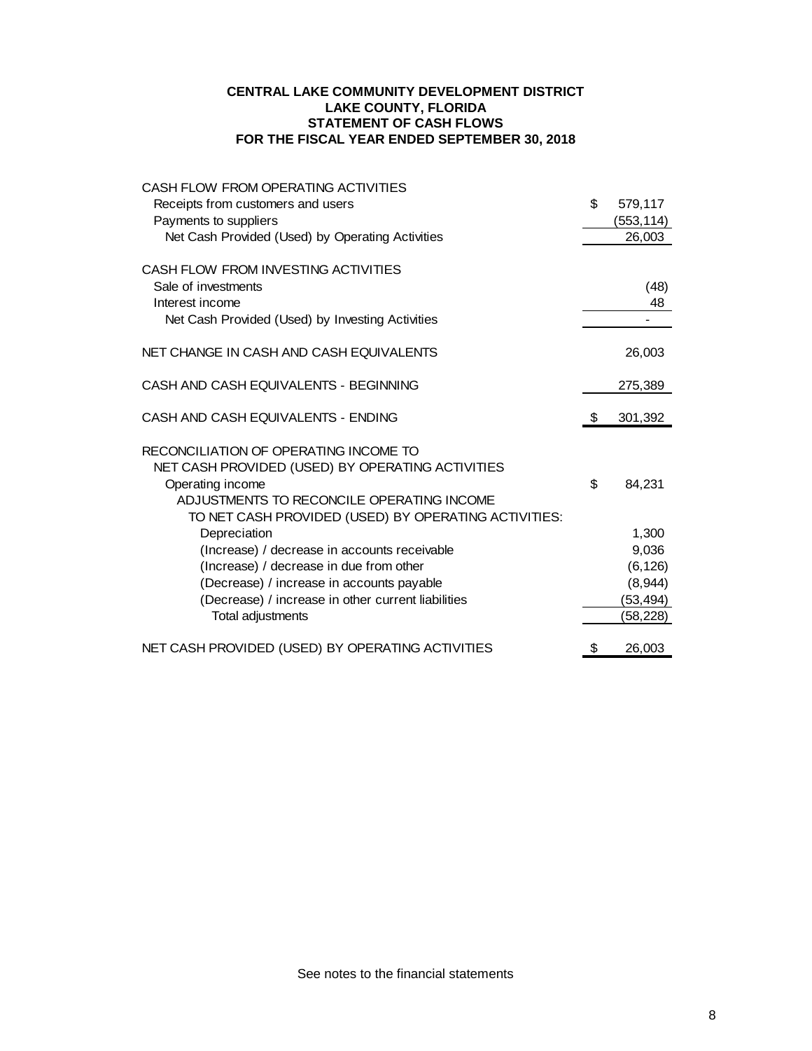# CENTRAL LAKE COMMUNITY DEVELOPMENT DISTRICT
## LAKE COUNTY, FLORIDA
## STATEMENT OF CASH FLOWS
## FOR THE FISCAL YEAR ENDED SEPTEMBER 30, 2018

| | | |
|---|---|---|
| CASH FLOW FROM OPERATING ACTIVITIES | | |
| Receipts from customers and users | $ | 579,117 |
| Payments to suppliers | | (553,114) |
| Net Cash Provided (Used) by Operating Activities | | 26,003 |
| | | |
| CASH FLOW FROM INVESTING ACTIVITIES | | |
| Sale of investments | | (48) |
| Interest income | | 48 |
| Net Cash Provided (Used) by Investing Activities | | - |
| | | |
| NET CHANGE IN CASH AND CASH EQUIVALENTS | | 26,003 |
| | | |
| CASH AND CASH EQUIVALENTS - BEGINNING | | 275,389 |
| | | |
| CASH AND CASH EQUIVALENTS - ENDING | $ | 301,392 |
| | | |
| RECONCILIATION OF OPERATING INCOME TO NET CASH PROVIDED (USED) BY OPERATING ACTIVITIES | | |
| Operating income | $ | 84,231 |
| ADJUSTMENTS TO RECONCILE OPERATING INCOME TO NET CASH PROVIDED (USED) BY OPERATING ACTIVITIES: | | |
| Depreciation | | 1,300 |
| (Increase) / decrease in accounts receivable | | 9,036 |
| (Increase) / decrease in due from other | | (6,126) |
| (Decrease) / increase in accounts payable | | (8,944) |
| (Decrease) / increase in other current liabilities | | (53,494) |
| Total adjustments | | (58,228) |
| | | |
| NET CASH PROVIDED (USED) BY OPERATING ACTIVITIES | $ | 26,003 |

See notes to the financial statements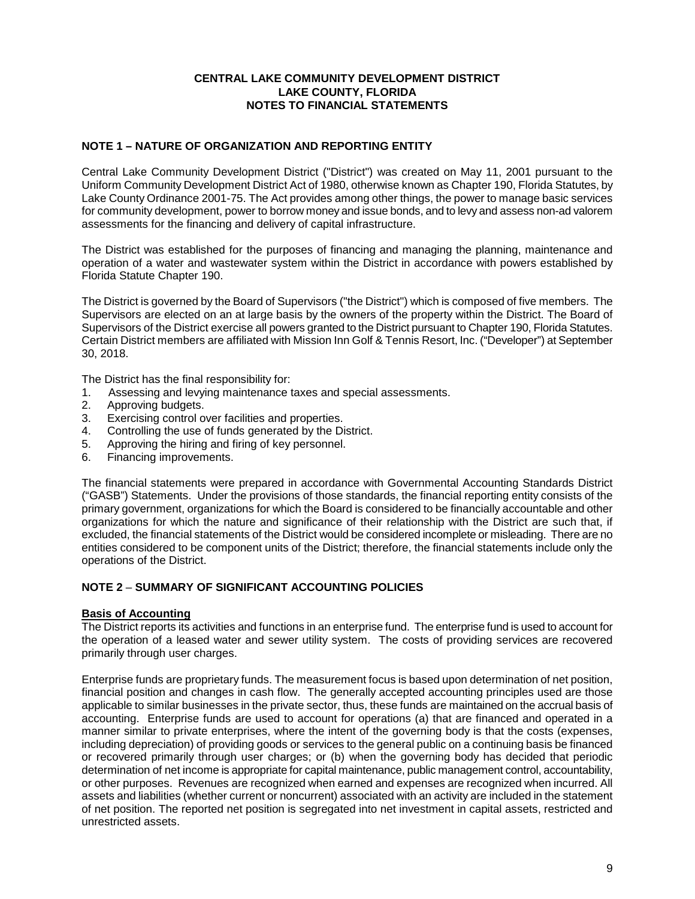# CENTRAL LAKE COMMUNITY DEVELOPMENT DISTRICT
## LAKE COUNTY, FLORIDA
## NOTES TO FINANCIAL STATEMENTS

### NOTE 1 – NATURE OF ORGANIZATION AND REPORTING ENTITY

Central Lake Community Development District ("District") was created on May 11, 2001 pursuant to the Uniform Community Development District Act of 1980, otherwise known as Chapter 190, Florida Statutes, by Lake County Ordinance 2001-75. The Act provides among other things, the power to manage basic services for community development, power to borrow money and issue bonds, and to levy and assess non-ad valorem assessments for the financing and delivery of capital infrastructure.

The District was established for the purposes of financing and managing the planning, maintenance and operation of a water and wastewater system within the District in accordance with powers established by Florida Statute Chapter 190.

The District is governed by the Board of Supervisors ("the District") which is composed of five members. The Supervisors are elected on an at large basis by the owners of the property within the District. The Board of Supervisors of the District exercise all powers granted to the District pursuant to Chapter 190, Florida Statutes. Certain District members are affiliated with Mission Inn Golf & Tennis Resort, Inc. ("Developer") at September 30, 2018.

The District has the final responsibility for:

1. Assessing and levying maintenance taxes and special assessments.
2. Approving budgets.
3. Exercising control over facilities and properties.
4. Controlling the use of funds generated by the District.
5. Approving the hiring and firing of key personnel.
6. Financing improvements.

The financial statements were prepared in accordance with Governmental Accounting Standards District ("GASB") Statements. Under the provisions of those standards, the financial reporting entity consists of the primary government, organizations for which the Board is considered to be financially accountable and other organizations for which the nature and significance of their relationship with the District are such that, if excluded, the financial statements of the District would be considered incomplete or misleading. There are no entities considered to be component units of the District; therefore, the financial statements include only the operations of the District.

### NOTE 2 – SUMMARY OF SIGNIFICANT ACCOUNTING POLICIES

**Basis of Accounting**

The District reports its activities and functions in an enterprise fund. The enterprise fund is used to account for the operation of a leased water and sewer utility system. The costs of providing services are recovered primarily through user charges.

Enterprise funds are proprietary funds. The measurement focus is based upon determination of net position, financial position and changes in cash flow. The generally accepted accounting principles used are those applicable to similar businesses in the private sector, thus, these funds are maintained on the accrual basis of accounting. Enterprise funds are used to account for operations (a) that are financed and operated in a manner similar to private enterprises, where the intent of the governing body is that the costs (expenses, including depreciation) of providing goods or services to the general public on a continuing basis be financed or recovered primarily through user charges; or (b) when the governing body has decided that periodic determination of net income is appropriate for capital maintenance, public management control, accountability, or other purposes. Revenues are recognized when earned and expenses are recognized when incurred. All assets and liabilities (whether current or noncurrent) associated with an activity are included in the statement of net position. The reported net position is segregated into net investment in capital assets, restricted and unrestricted assets.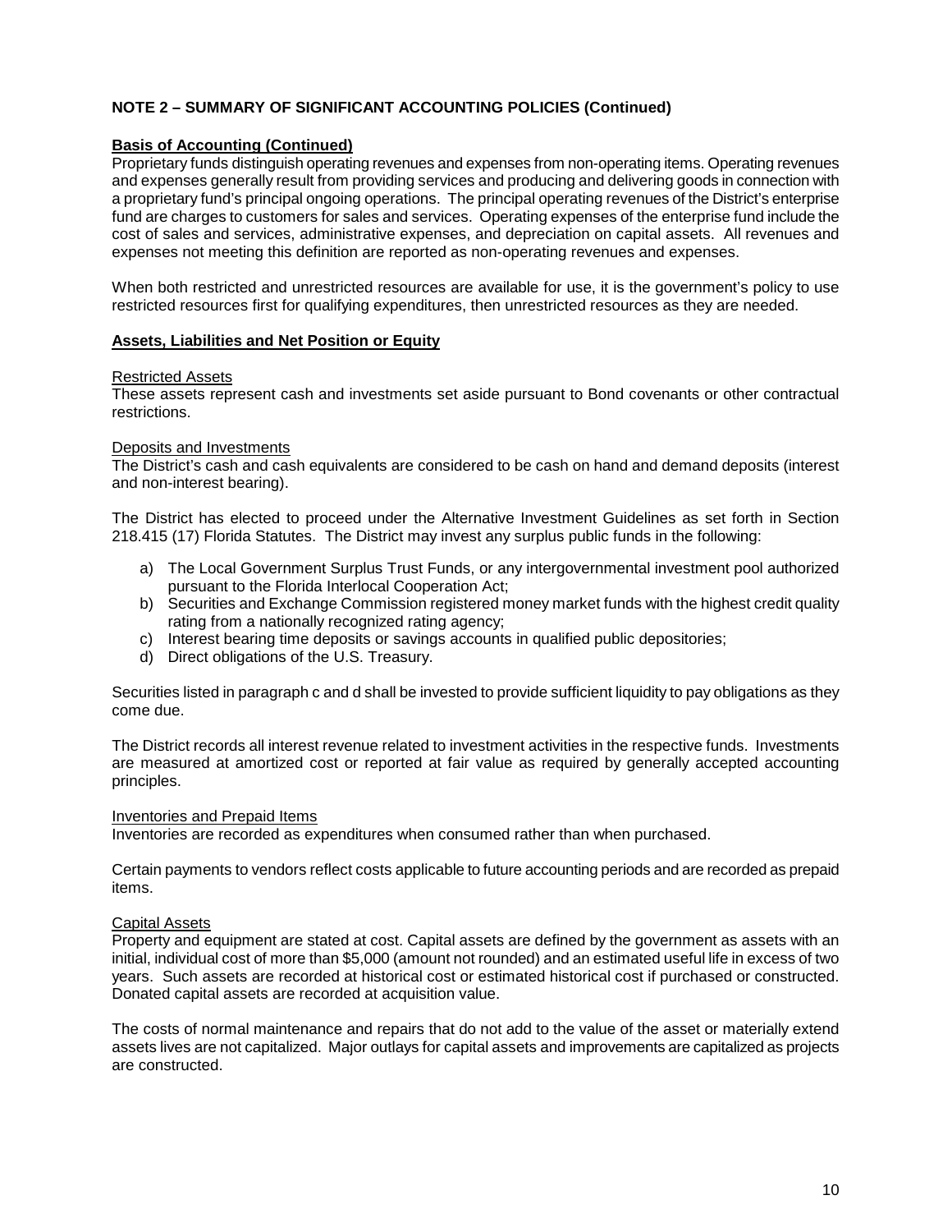## NOTE 2 – SUMMARY OF SIGNIFICANT ACCOUNTING POLICIES (Continued)

### Basis of Accounting (Continued)

Proprietary funds distinguish operating revenues and expenses from non-operating items. Operating revenues and expenses generally result from providing services and producing and delivering goods in connection with a proprietary fund's principal ongoing operations. The principal operating revenues of the District's enterprise fund are charges to customers for sales and services. Operating expenses of the enterprise fund include the cost of sales and services, administrative expenses, and depreciation on capital assets. All revenues and expenses not meeting this definition are reported as non-operating revenues and expenses.

When both restricted and unrestricted resources are available for use, it is the government's policy to use restricted resources first for qualifying expenditures, then unrestricted resources as they are needed.

### Assets, Liabilities and Net Position or Equity

#### Restricted Assets

These assets represent cash and investments set aside pursuant to Bond covenants or other contractual restrictions.

#### Deposits and Investments

The District's cash and cash equivalents are considered to be cash on hand and demand deposits (interest and non-interest bearing).

The District has elected to proceed under the Alternative Investment Guidelines as set forth in Section 218.415 (17) Florida Statutes. The District may invest any surplus public funds in the following:

a) The Local Government Surplus Trust Funds, or any intergovernmental investment pool authorized pursuant to the Florida Interlocal Cooperation Act;
b) Securities and Exchange Commission registered money market funds with the highest credit quality rating from a nationally recognized rating agency;
c) Interest bearing time deposits or savings accounts in qualified public depositories;
d) Direct obligations of the U.S. Treasury.

Securities listed in paragraph c and d shall be invested to provide sufficient liquidity to pay obligations as they come due.

The District records all interest revenue related to investment activities in the respective funds. Investments are measured at amortized cost or reported at fair value as required by generally accepted accounting principles.

#### Inventories and Prepaid Items

Inventories are recorded as expenditures when consumed rather than when purchased.

Certain payments to vendors reflect costs applicable to future accounting periods and are recorded as prepaid items.

#### Capital Assets

Property and equipment are stated at cost. Capital assets are defined by the government as assets with an initial, individual cost of more than $5,000 (amount not rounded) and an estimated useful life in excess of two years. Such assets are recorded at historical cost or estimated historical cost if purchased or constructed. Donated capital assets are recorded at acquisition value.

The costs of normal maintenance and repairs that do not add to the value of the asset or materially extend assets lives are not capitalized. Major outlays for capital assets and improvements are capitalized as projects are constructed.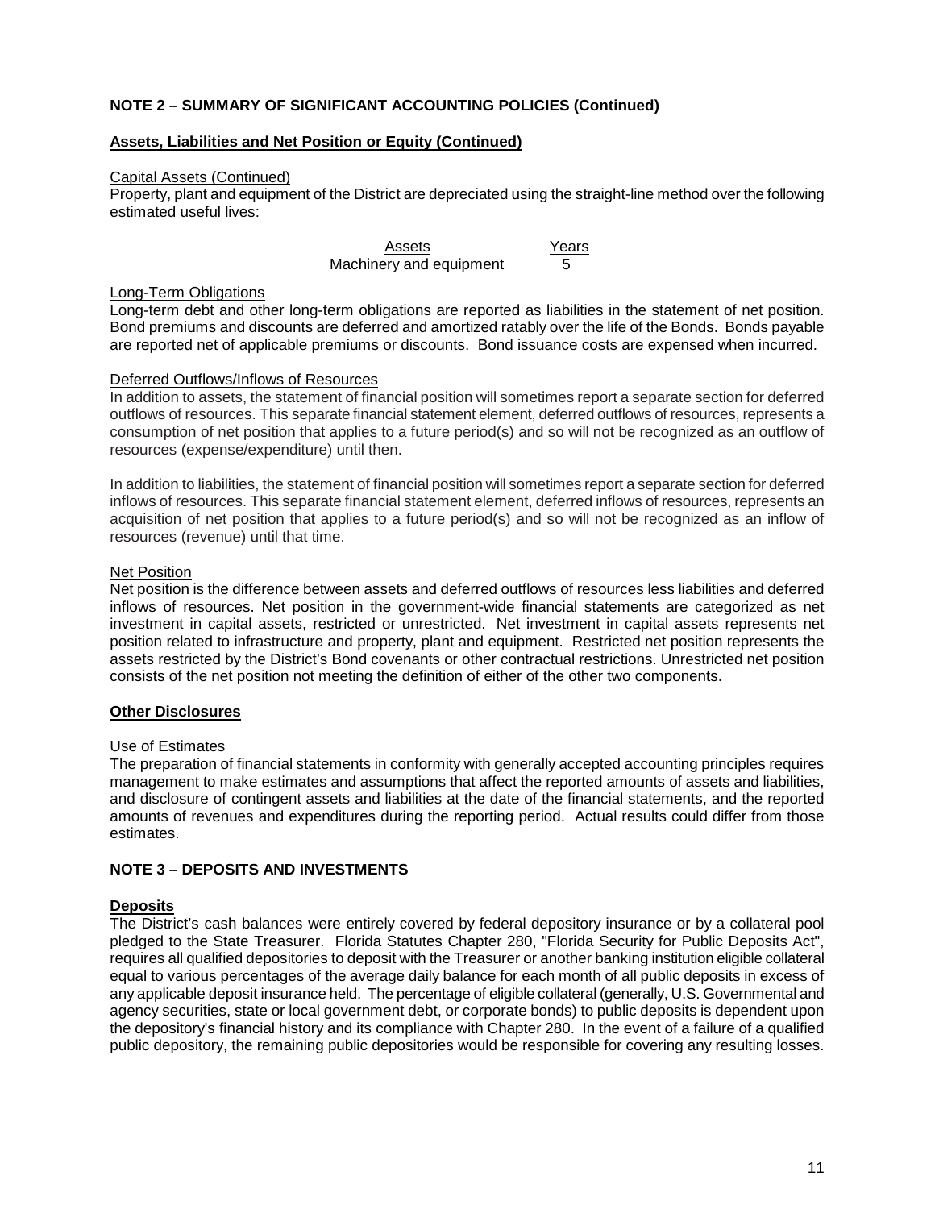## NOTE 2 – SUMMARY OF SIGNIFICANT ACCOUNTING POLICIES (Continued)

### Assets, Liabilities and Net Position or Equity (Continued)

Capital Assets (Continued)

Property, plant and equipment of the District are depreciated using the straight-line method over the following estimated useful lives:

| Assets | Years |
|---|---|
| Machinery and equipment | 5 |

Long-Term Obligations

Long-term debt and other long-term obligations are reported as liabilities in the statement of net position. Bond premiums and discounts are deferred and amortized ratably over the life of the Bonds. Bonds payable are reported net of applicable premiums or discounts. Bond issuance costs are expensed when incurred.

Deferred Outflows/Inflows of Resources

In addition to assets, the statement of financial position will sometimes report a separate section for deferred outflows of resources. This separate financial statement element, deferred outflows of resources, represents a consumption of net position that applies to a future period(s) and so will not be recognized as an outflow of resources (expense/expenditure) until then.

In addition to liabilities, the statement of financial position will sometimes report a separate section for deferred inflows of resources. This separate financial statement element, deferred inflows of resources, represents an acquisition of net position that applies to a future period(s) and so will not be recognized as an inflow of resources (revenue) until that time.

Net Position

Net position is the difference between assets and deferred outflows of resources less liabilities and deferred inflows of resources. Net position in the government-wide financial statements are categorized as net investment in capital assets, restricted or unrestricted. Net investment in capital assets represents net position related to infrastructure and property, plant and equipment. Restricted net position represents the assets restricted by the District's Bond covenants or other contractual restrictions. Unrestricted net position consists of the net position not meeting the definition of either of the other two components.

### Other Disclosures

Use of Estimates

The preparation of financial statements in conformity with generally accepted accounting principles requires management to make estimates and assumptions that affect the reported amounts of assets and liabilities, and disclosure of contingent assets and liabilities at the date of the financial statements, and the reported amounts of revenues and expenditures during the reporting period. Actual results could differ from those estimates.

## NOTE 3 – DEPOSITS AND INVESTMENTS

### Deposits

The District's cash balances were entirely covered by federal depository insurance or by a collateral pool pledged to the State Treasurer. Florida Statutes Chapter 280, "Florida Security for Public Deposits Act", requires all qualified depositories to deposit with the Treasurer or another banking institution eligible collateral equal to various percentages of the average daily balance for each month of all public deposits in excess of any applicable deposit insurance held. The percentage of eligible collateral (generally, U.S. Governmental and agency securities, state or local government debt, or corporate bonds) to public deposits is dependent upon the depository's financial history and its compliance with Chapter 280. In the event of a failure of a qualified public depository, the remaining public depositories would be responsible for covering any resulting losses.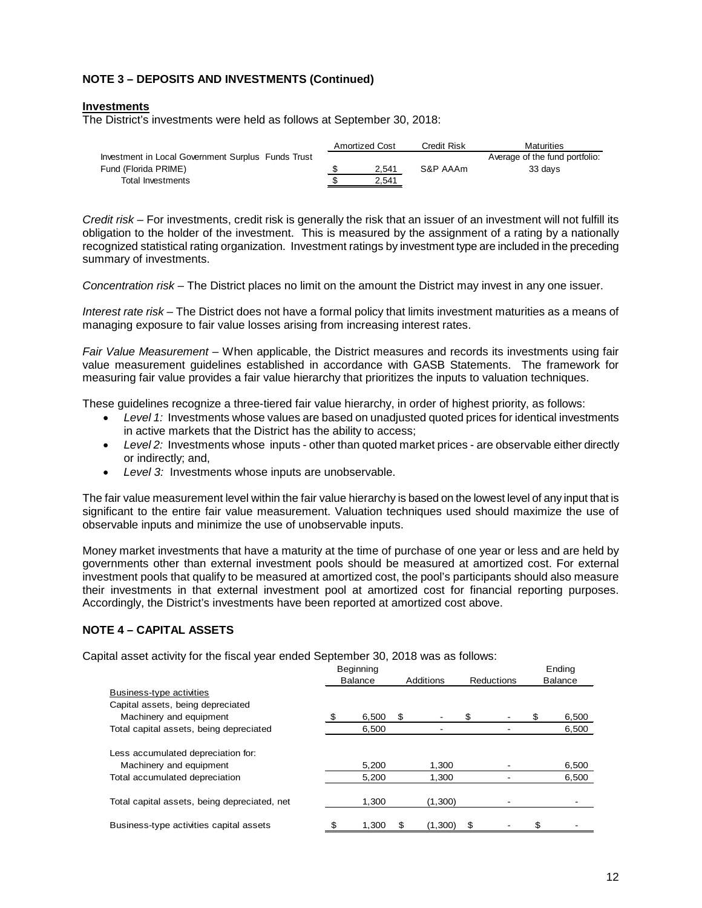**NOTE 3 – DEPOSITS AND INVESTMENTS (Continued)**

**Investments**

The District's investments were held as follows at September 30, 2018:

| | Amortized Cost | Credit Risk | Maturities |
|---|---|---|---|
| Investment in Local Government Surplus Funds Trust Fund (Florida PRIME) | $ 2,541 | S&P AAAm | Average of the fund portfolio: 33 days |
| Total Investments | $ 2,541 | | |

*Credit risk* – For investments, credit risk is generally the risk that an issuer of an investment will not fulfill its obligation to the holder of the investment. This is measured by the assignment of a rating by a nationally recognized statistical rating organization. Investment ratings by investment type are included in the preceding summary of investments.

*Concentration risk* – The District places no limit on the amount the District may invest in any one issuer.

*Interest rate risk* – The District does not have a formal policy that limits investment maturities as a means of managing exposure to fair value losses arising from increasing interest rates.

*Fair Value Measurement* – When applicable, the District measures and records its investments using fair value measurement guidelines established in accordance with GASB Statements. The framework for measuring fair value provides a fair value hierarchy that prioritizes the inputs to valuation techniques.

These guidelines recognize a three-tiered fair value hierarchy, in order of highest priority, as follows:

- *Level 1:* Investments whose values are based on unadjusted quoted prices for identical investments in active markets that the District has the ability to access;
- *Level 2:* Investments whose inputs - other than quoted market prices - are observable either directly or indirectly; and,
- *Level 3:* Investments whose inputs are unobservable.

The fair value measurement level within the fair value hierarchy is based on the lowest level of any input that is significant to the entire fair value measurement. Valuation techniques used should maximize the use of observable inputs and minimize the use of unobservable inputs.

Money market investments that have a maturity at the time of purchase of one year or less and are held by governments other than external investment pools should be measured at amortized cost. For external investment pools that qualify to be measured at amortized cost, the pool's participants should also measure their investments in that external investment pool at amortized cost for financial reporting purposes. Accordingly, the District's investments have been reported at amortized cost above.

**NOTE 4 – CAPITAL ASSETS**

Capital asset activity for the fiscal year ended September 30, 2018 was as follows:

| | Beginning Balance | Additions | Reductions | Ending Balance |
|---|---|---|---|---|
| Business-type activities | | | | |
| Capital assets, being depreciated | | | | |
| Machinery and equipment | $ 6,500 | $ - | $ - | $ 6,500 |
| Total capital assets, being depreciated | 6,500 | - | - | 6,500 |
| Less accumulated depreciation for: | | | | |
| Machinery and equipment | 5,200 | 1,300 | - | 6,500 |
| Total accumulated depreciation | 5,200 | 1,300 | - | 6,500 |
| Total capital assets, being depreciated, net | 1,300 | (1,300) | - | - |
| Business-type activities capital assets | $ 1,300 | $ (1,300) | $ - | $ - |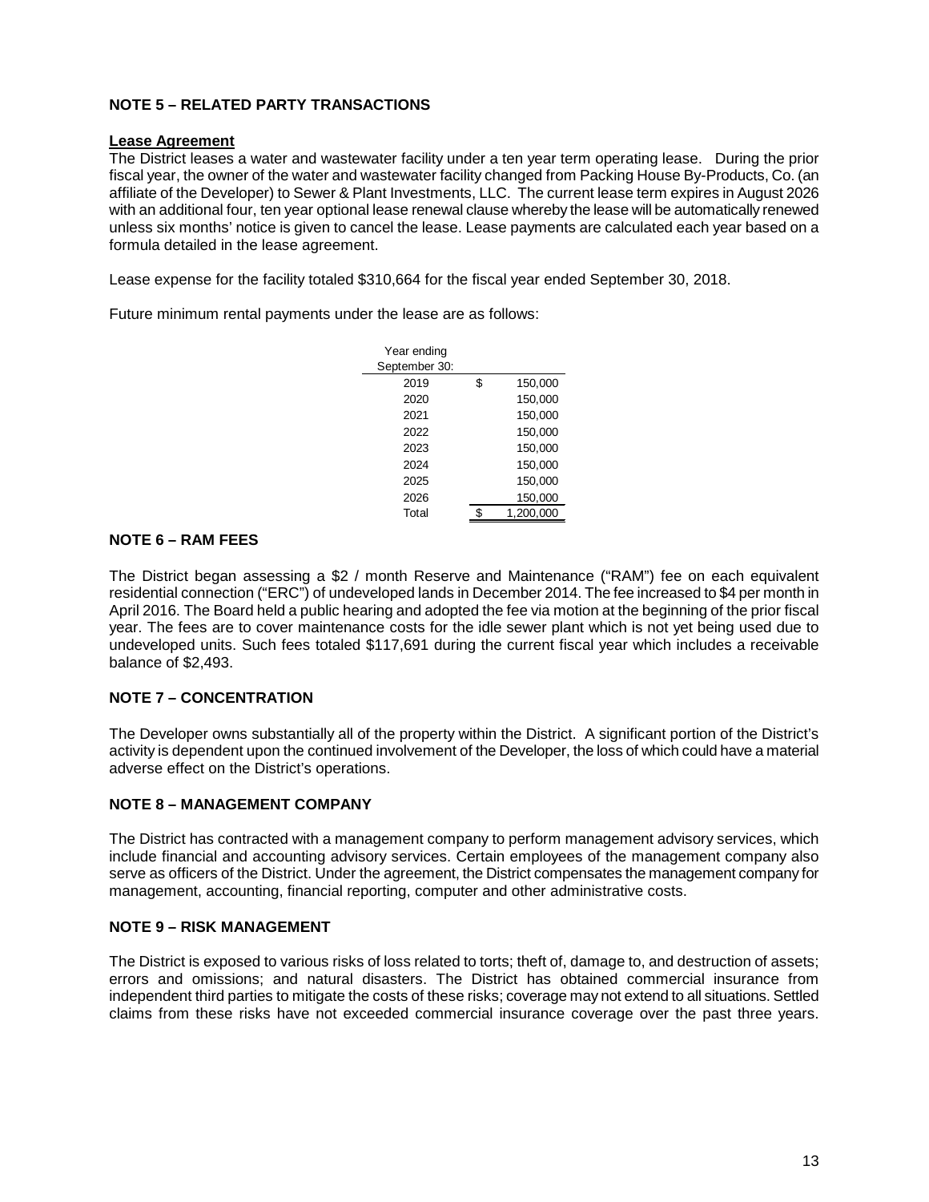## NOTE 5 – RELATED PARTY TRANSACTIONS

**Lease Agreement**

The District leases a water and wastewater facility under a ten year term operating lease. During the prior fiscal year, the owner of the water and wastewater facility changed from Packing House By-Products, Co. (an affiliate of the Developer) to Sewer & Plant Investments, LLC. The current lease term expires in August 2026 with an additional four, ten year optional lease renewal clause whereby the lease will be automatically renewed unless six months' notice is given to cancel the lease. Lease payments are calculated each year based on a formula detailed in the lease agreement.

Lease expense for the facility totaled $310,664 for the fiscal year ended September 30, 2018.

Future minimum rental payments under the lease are as follows:

| Year ending September 30: | |
|---|---|
| 2019 | $ 150,000 |
| 2020 | 150,000 |
| 2021 | 150,000 |
| 2022 | 150,000 |
| 2023 | 150,000 |
| 2024 | 150,000 |
| 2025 | 150,000 |
| 2026 | 150,000 |
| Total | $ 1,200,000 |

## NOTE 6 – RAM FEES

The District began assessing a $2 / month Reserve and Maintenance ("RAM") fee on each equivalent residential connection ("ERC") of undeveloped lands in December 2014. The fee increased to $4 per month in April 2016. The Board held a public hearing and adopted the fee via motion at the beginning of the prior fiscal year. The fees are to cover maintenance costs for the idle sewer plant which is not yet being used due to undeveloped units. Such fees totaled $117,691 during the current fiscal year which includes a receivable balance of $2,493.

## NOTE 7 – CONCENTRATION

The Developer owns substantially all of the property within the District. A significant portion of the District's activity is dependent upon the continued involvement of the Developer, the loss of which could have a material adverse effect on the District's operations.

## NOTE 8 – MANAGEMENT COMPANY

The District has contracted with a management company to perform management advisory services, which include financial and accounting advisory services. Certain employees of the management company also serve as officers of the District. Under the agreement, the District compensates the management company for management, accounting, financial reporting, computer and other administrative costs.

## NOTE 9 – RISK MANAGEMENT

The District is exposed to various risks of loss related to torts; theft of, damage to, and destruction of assets; errors and omissions; and natural disasters. The District has obtained commercial insurance from independent third parties to mitigate the costs of these risks; coverage may not extend to all situations. Settled claims from these risks have not exceeded commercial insurance coverage over the past three years.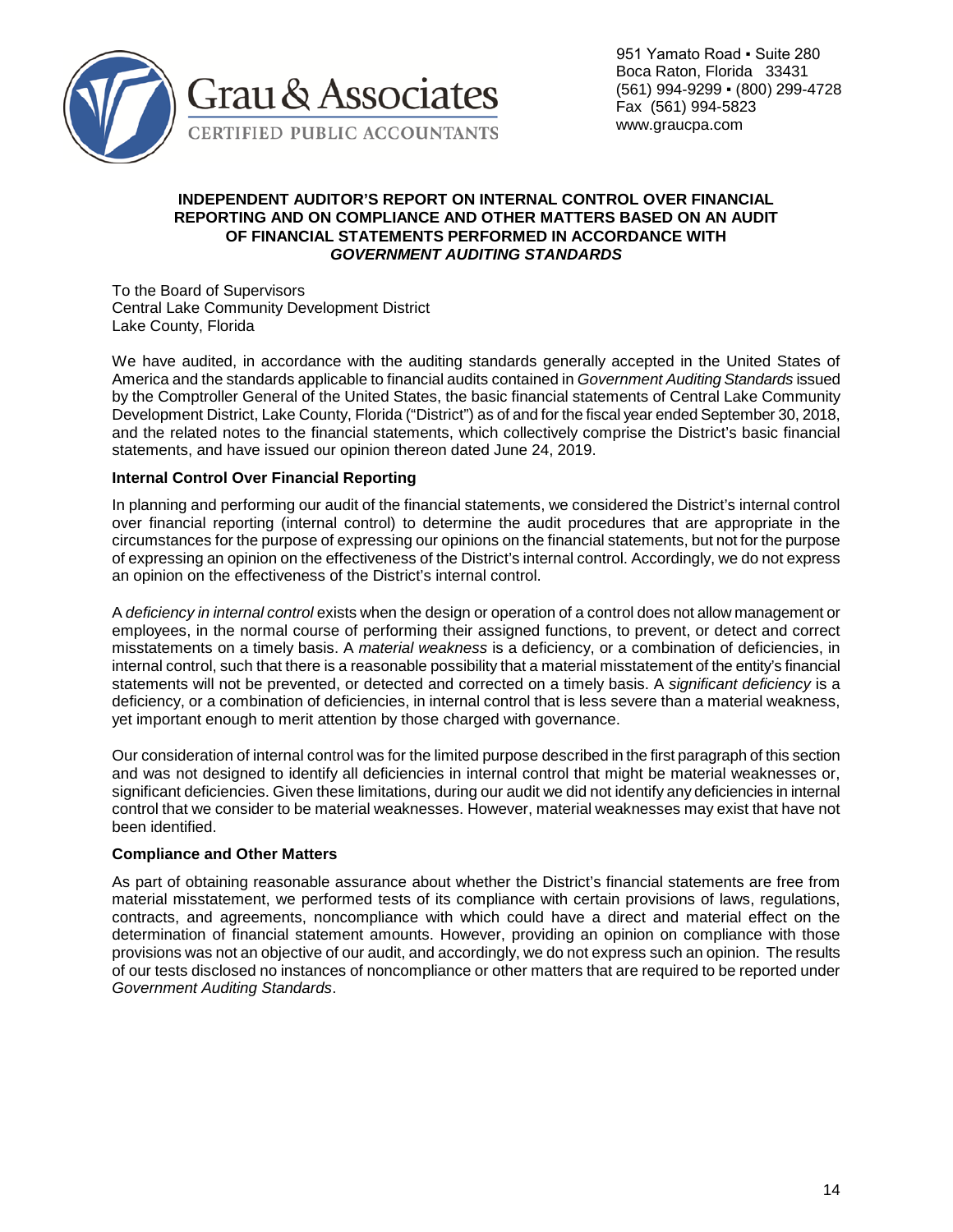Grau & Associates
CERTIFIED PUBLIC ACCOUNTANTS

951 Yamato Road ▪ Suite 280
Boca Raton, Florida 33431
(561) 994-9299 ▪ (800) 299-4728
Fax (561) 994-5823
www.graucpa.com

# INDEPENDENT AUDITOR'S REPORT ON INTERNAL CONTROL OVER FINANCIAL REPORTING AND ON COMPLIANCE AND OTHER MATTERS BASED ON AN AUDIT OF FINANCIAL STATEMENTS PERFORMED IN ACCORDANCE WITH *GOVERNMENT AUDITING STANDARDS*

To the Board of Supervisors
Central Lake Community Development District
Lake County, Florida

We have audited, in accordance with the auditing standards generally accepted in the United States of America and the standards applicable to financial audits contained in *Government Auditing Standards* issued by the Comptroller General of the United States, the basic financial statements of Central Lake Community Development District, Lake County, Florida ("District") as of and for the fiscal year ended September 30, 2018, and the related notes to the financial statements, which collectively comprise the District's basic financial statements, and have issued our opinion thereon dated June 24, 2019.

**Internal Control Over Financial Reporting**

In planning and performing our audit of the financial statements, we considered the District's internal control over financial reporting (internal control) to determine the audit procedures that are appropriate in the circumstances for the purpose of expressing our opinions on the financial statements, but not for the purpose of expressing an opinion on the effectiveness of the District's internal control. Accordingly, we do not express an opinion on the effectiveness of the District's internal control.

A *deficiency in internal control* exists when the design or operation of a control does not allow management or employees, in the normal course of performing their assigned functions, to prevent, or detect and correct misstatements on a timely basis. A *material weakness* is a deficiency, or a combination of deficiencies, in internal control, such that there is a reasonable possibility that a material misstatement of the entity's financial statements will not be prevented, or detected and corrected on a timely basis. A *significant deficiency* is a deficiency, or a combination of deficiencies, in internal control that is less severe than a material weakness, yet important enough to merit attention by those charged with governance.

Our consideration of internal control was for the limited purpose described in the first paragraph of this section and was not designed to identify all deficiencies in internal control that might be material weaknesses or, significant deficiencies. Given these limitations, during our audit we did not identify any deficiencies in internal control that we consider to be material weaknesses. However, material weaknesses may exist that have not been identified.

**Compliance and Other Matters**

As part of obtaining reasonable assurance about whether the District's financial statements are free from material misstatement, we performed tests of its compliance with certain provisions of laws, regulations, contracts, and agreements, noncompliance with which could have a direct and material effect on the determination of financial statement amounts. However, providing an opinion on compliance with those provisions was not an objective of our audit, and accordingly, we do not express such an opinion. The results of our tests disclosed no instances of noncompliance or other matters that are required to be reported under *Government Auditing Standards*.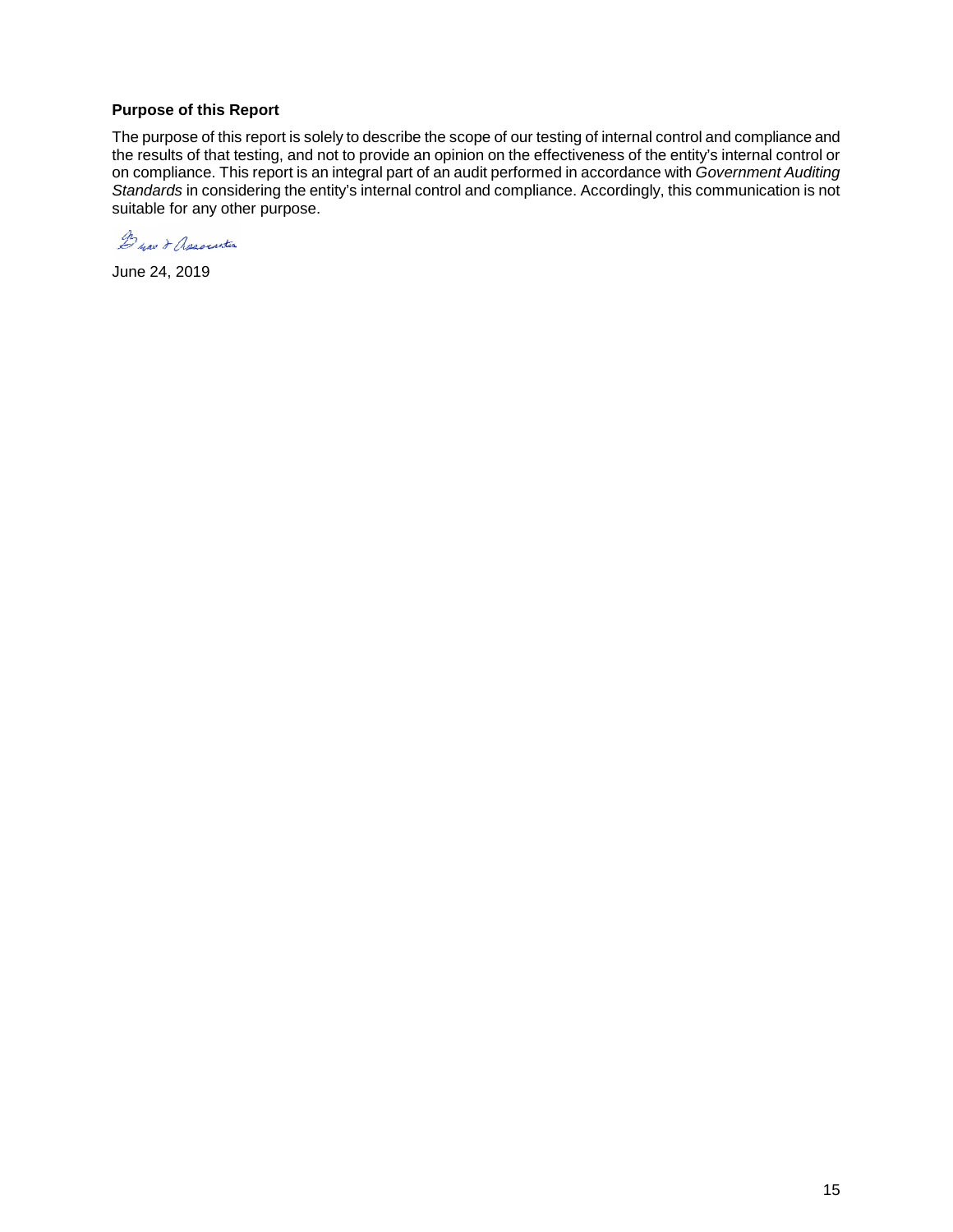**Purpose of this Report**

The purpose of this report is solely to describe the scope of our testing of internal control and compliance and the results of that testing, and not to provide an opinion on the effectiveness of the entity's internal control or on compliance. This report is an integral part of an audit performed in accordance with *Government Auditing Standards* in considering the entity's internal control and compliance. Accordingly, this communication is not suitable for any other purpose.

June 24, 2019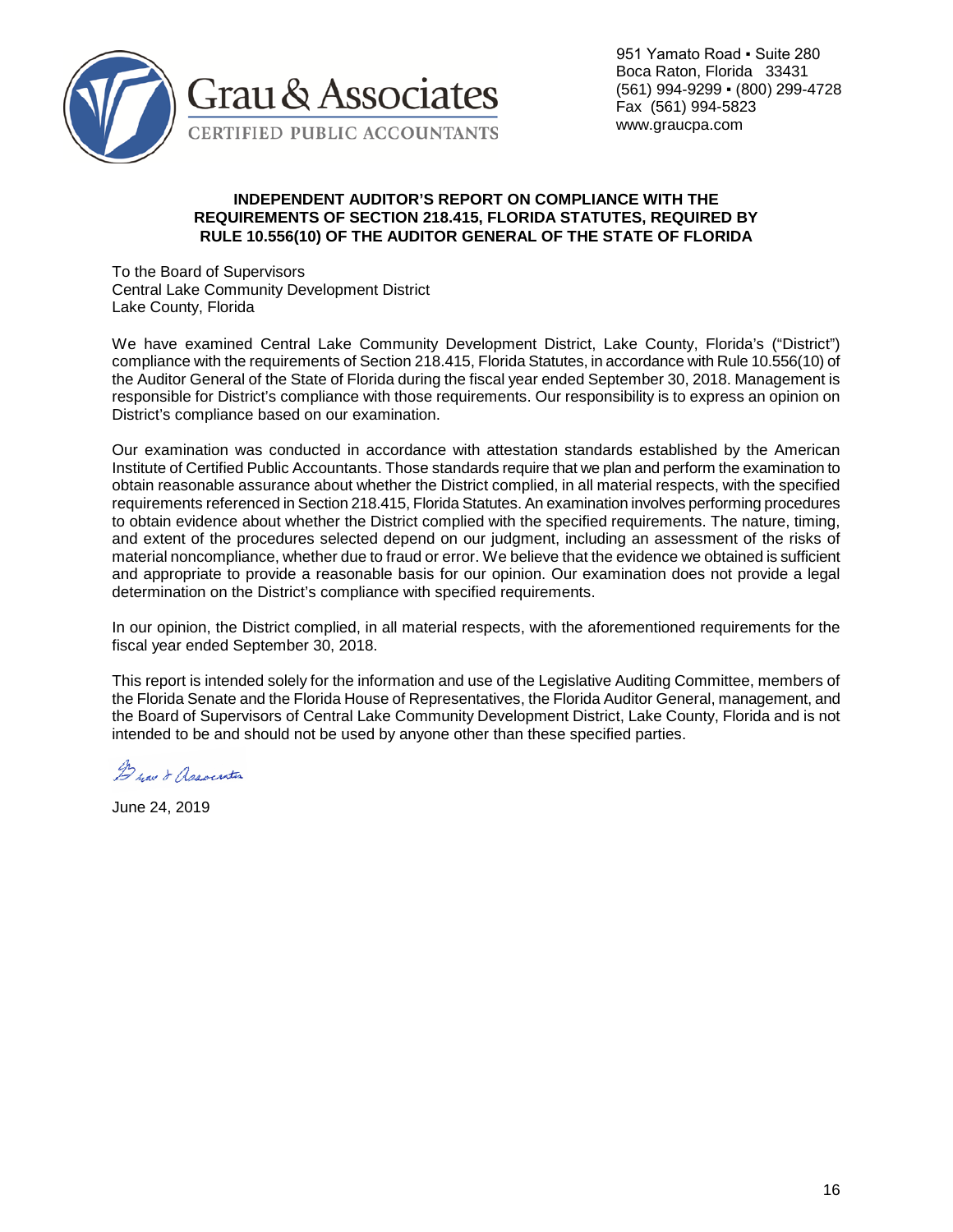Grau & Associates
CERTIFIED PUBLIC ACCOUNTANTS

951 Yamato Road ▪ Suite 280
Boca Raton, Florida 33431
(561) 994-9299 ▪ (800) 299-4728
Fax (561) 994-5823
www.graucpa.com

**INDEPENDENT AUDITOR'S REPORT ON COMPLIANCE WITH THE REQUIREMENTS OF SECTION 218.415, FLORIDA STATUTES, REQUIRED BY RULE 10.556(10) OF THE AUDITOR GENERAL OF THE STATE OF FLORIDA**

To the Board of Supervisors
Central Lake Community Development District
Lake County, Florida

We have examined Central Lake Community Development District, Lake County, Florida's ("District") compliance with the requirements of Section 218.415, Florida Statutes, in accordance with Rule 10.556(10) of the Auditor General of the State of Florida during the fiscal year ended September 30, 2018. Management is responsible for District's compliance with those requirements. Our responsibility is to express an opinion on District's compliance based on our examination.

Our examination was conducted in accordance with attestation standards established by the American Institute of Certified Public Accountants. Those standards require that we plan and perform the examination to obtain reasonable assurance about whether the District complied, in all material respects, with the specified requirements referenced in Section 218.415, Florida Statutes. An examination involves performing procedures to obtain evidence about whether the District complied with the specified requirements. The nature, timing, and extent of the procedures selected depend on our judgment, including an assessment of the risks of material noncompliance, whether due to fraud or error. We believe that the evidence we obtained is sufficient and appropriate to provide a reasonable basis for our opinion. Our examination does not provide a legal determination on the District's compliance with specified requirements.

In our opinion, the District complied, in all material respects, with the aforementioned requirements for the fiscal year ended September 30, 2018.

This report is intended solely for the information and use of the Legislative Auditing Committee, members of the Florida Senate and the Florida House of Representatives, the Florida Auditor General, management, and the Board of Supervisors of Central Lake Community Development District, Lake County, Florida and is not intended to be and should not be used by anyone other than these specified parties.

Grau & Associates

June 24, 2019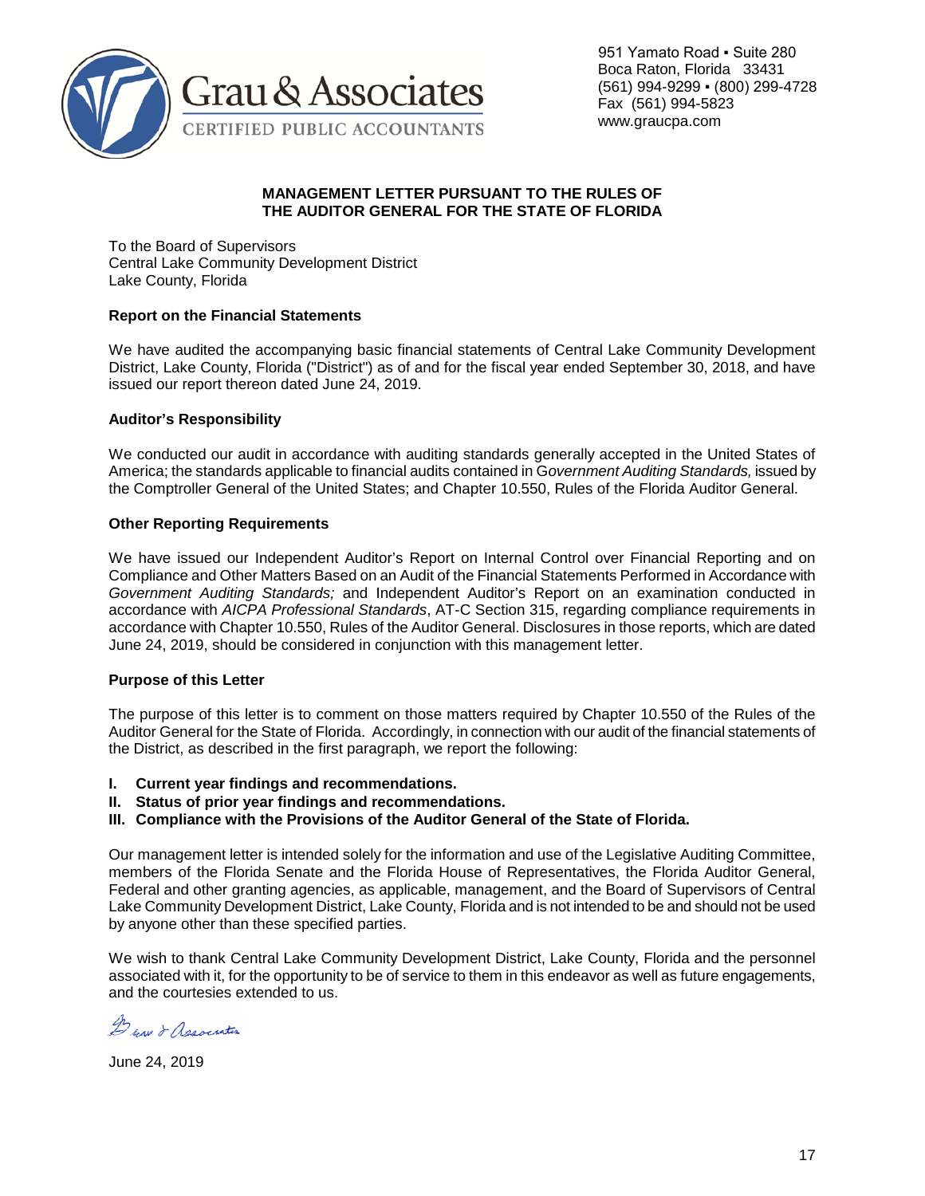Grau & Associates
CERTIFIED PUBLIC ACCOUNTANTS

951 Yamato Road ▪ Suite 280
Boca Raton, Florida 33431
(561) 994-9299 ▪ (800) 299-4728
Fax (561) 994-5823
www.graucpa.com

**MANAGEMENT LETTER PURSUANT TO THE RULES OF THE AUDITOR GENERAL FOR THE STATE OF FLORIDA**

To the Board of Supervisors
Central Lake Community Development District
Lake County, Florida

**Report on the Financial Statements**

We have audited the accompanying basic financial statements of Central Lake Community Development District, Lake County, Florida ("District") as of and for the fiscal year ended September 30, 2018, and have issued our report thereon dated June 24, 2019.

**Auditor's Responsibility**

We conducted our audit in accordance with auditing standards generally accepted in the United States of America; the standards applicable to financial audits contained in *Government Auditing Standards,* issued by the Comptroller General of the United States; and Chapter 10.550, Rules of the Florida Auditor General.

**Other Reporting Requirements**

We have issued our Independent Auditor's Report on Internal Control over Financial Reporting and on Compliance and Other Matters Based on an Audit of the Financial Statements Performed in Accordance with *Government Auditing Standards;* and Independent Auditor's Report on an examination conducted in accordance with *AICPA Professional Standards*, AT-C Section 315, regarding compliance requirements in accordance with Chapter 10.550, Rules of the Auditor General. Disclosures in those reports, which are dated June 24, 2019, should be considered in conjunction with this management letter.

**Purpose of this Letter**

The purpose of this letter is to comment on those matters required by Chapter 10.550 of the Rules of the Auditor General for the State of Florida. Accordingly, in connection with our audit of the financial statements of the District, as described in the first paragraph, we report the following:

**I. Current year findings and recommendations.**
**II. Status of prior year findings and recommendations.**
**III. Compliance with the Provisions of the Auditor General of the State of Florida.**

Our management letter is intended solely for the information and use of the Legislative Auditing Committee, members of the Florida Senate and the Florida House of Representatives, the Florida Auditor General, Federal and other granting agencies, as applicable, management, and the Board of Supervisors of Central Lake Community Development District, Lake County, Florida and is not intended to be and should not be used by anyone other than these specified parties.

We wish to thank Central Lake Community Development District, Lake County, Florida and the personnel associated with it, for the opportunity to be of service to them in this endeavor as well as future engagements, and the courtesies extended to us.

Grau & Associates

June 24, 2019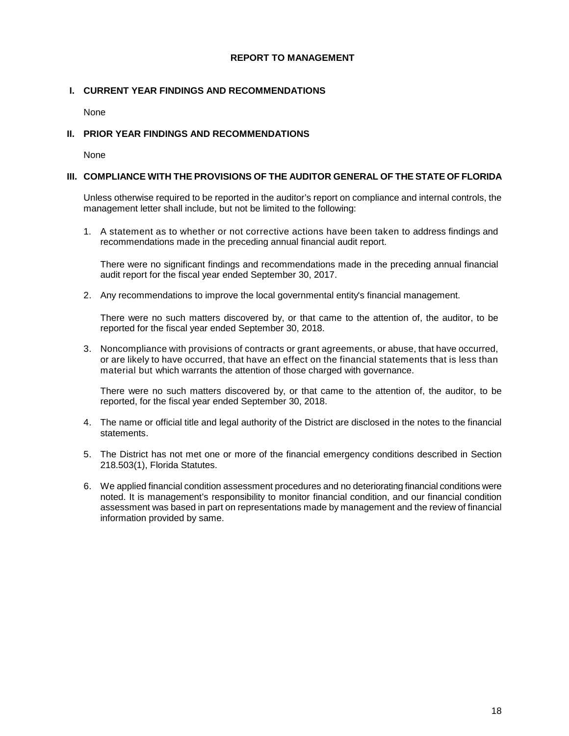# REPORT TO MANAGEMENT

## I. CURRENT YEAR FINDINGS AND RECOMMENDATIONS

None

## II. PRIOR YEAR FINDINGS AND RECOMMENDATIONS

None

## III. COMPLIANCE WITH THE PROVISIONS OF THE AUDITOR GENERAL OF THE STATE OF FLORIDA

Unless otherwise required to be reported in the auditor's report on compliance and internal controls, the management letter shall include, but not be limited to the following:

1. A statement as to whether or not corrective actions have been taken to address findings and recommendations made in the preceding annual financial audit report.

   There were no significant findings and recommendations made in the preceding annual financial audit report for the fiscal year ended September 30, 2017.

2. Any recommendations to improve the local governmental entity's financial management.

   There were no such matters discovered by, or that came to the attention of, the auditor, to be reported for the fiscal year ended September 30, 2018.

3. Noncompliance with provisions of contracts or grant agreements, or abuse, that have occurred, or are likely to have occurred, that have an effect on the financial statements that is less than material but which warrants the attention of those charged with governance.

   There were no such matters discovered by, or that came to the attention of, the auditor, to be reported, for the fiscal year ended September 30, 2018.

4. The name or official title and legal authority of the District are disclosed in the notes to the financial statements.

5. The District has not met one or more of the financial emergency conditions described in Section 218.503(1), Florida Statutes.

6. We applied financial condition assessment procedures and no deteriorating financial conditions were noted. It is management's responsibility to monitor financial condition, and our financial condition assessment was based in part on representations made by management and the review of financial information provided by same.